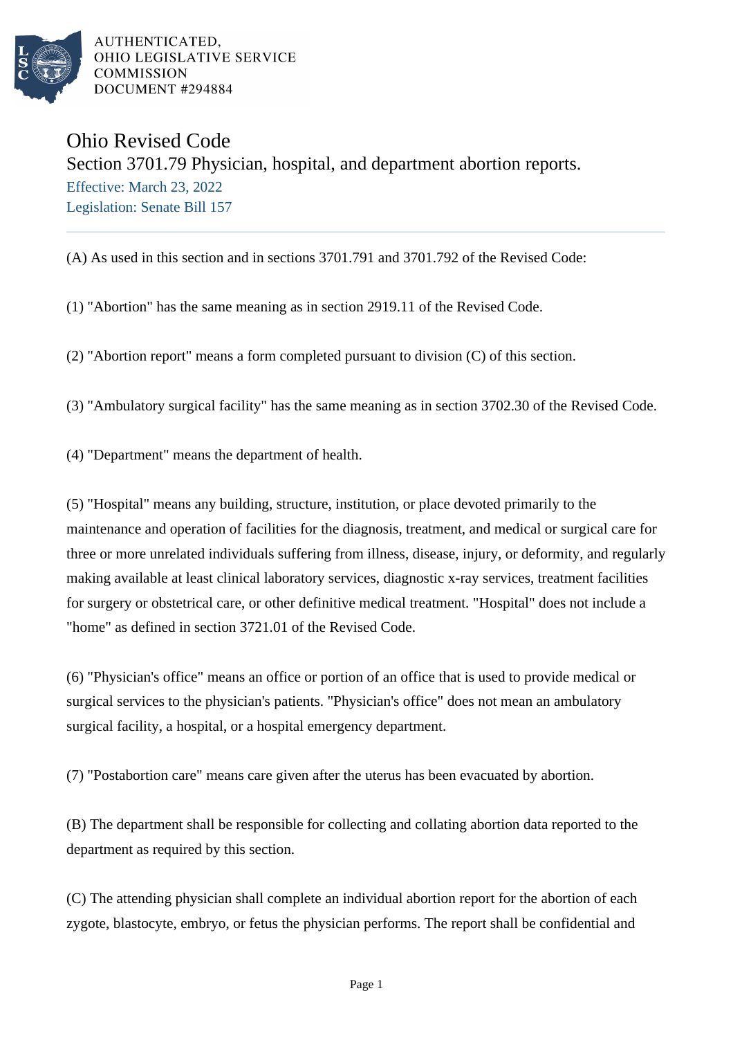AUTHENTICATED,
OHIO LEGISLATIVE SERVICE
COMMISSION
DOCUMENT #294884

# Ohio Revised Code

## Section 3701.79 Physician, hospital, and department abortion reports.

Effective: March 23, 2022
Legislation: Senate Bill 157

(A) As used in this section and in sections 3701.791 and 3701.792 of the Revised Code:

(1) "Abortion" has the same meaning as in section 2919.11 of the Revised Code.

(2) "Abortion report" means a form completed pursuant to division (C) of this section.

(3) "Ambulatory surgical facility" has the same meaning as in section 3702.30 of the Revised Code.

(4) "Department" means the department of health.

(5) "Hospital" means any building, structure, institution, or place devoted primarily to the maintenance and operation of facilities for the diagnosis, treatment, and medical or surgical care for three or more unrelated individuals suffering from illness, disease, injury, or deformity, and regularly making available at least clinical laboratory services, diagnostic x-ray services, treatment facilities for surgery or obstetrical care, or other definitive medical treatment. "Hospital" does not include a "home" as defined in section 3721.01 of the Revised Code.

(6) "Physician's office" means an office or portion of an office that is used to provide medical or surgical services to the physician's patients. "Physician's office" does not mean an ambulatory surgical facility, a hospital, or a hospital emergency department.

(7) "Postabortion care" means care given after the uterus has been evacuated by abortion.

(B) The department shall be responsible for collecting and collating abortion data reported to the department as required by this section.

(C) The attending physician shall complete an individual abortion report for the abortion of each zygote, blastocyte, embryo, or fetus the physician performs. The report shall be confidential and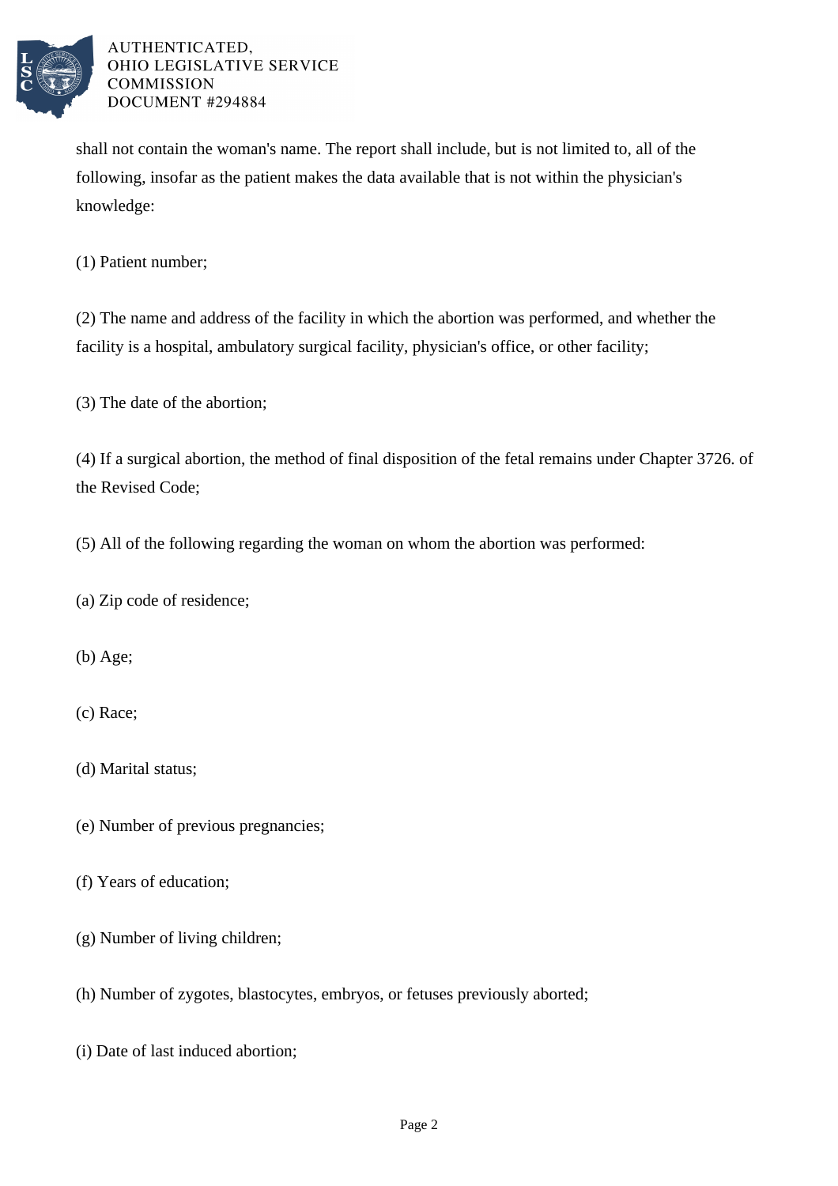shall not contain the woman's name. The report shall include, but is not limited to, all of the following, insofar as the patient makes the data available that is not within the physician's knowledge:

(1) Patient number;

(2) The name and address of the facility in which the abortion was performed, and whether the facility is a hospital, ambulatory surgical facility, physician's office, or other facility;

(3) The date of the abortion;

(4) If a surgical abortion, the method of final disposition of the fetal remains under Chapter 3726. of the Revised Code;

(5) All of the following regarding the woman on whom the abortion was performed:

(a) Zip code of residence;

(b) Age;

(c) Race;

(d) Marital status;

(e) Number of previous pregnancies;

(f) Years of education;

(g) Number of living children;

(h) Number of zygotes, blastocytes, embryos, or fetuses previously aborted;

(i) Date of last induced abortion;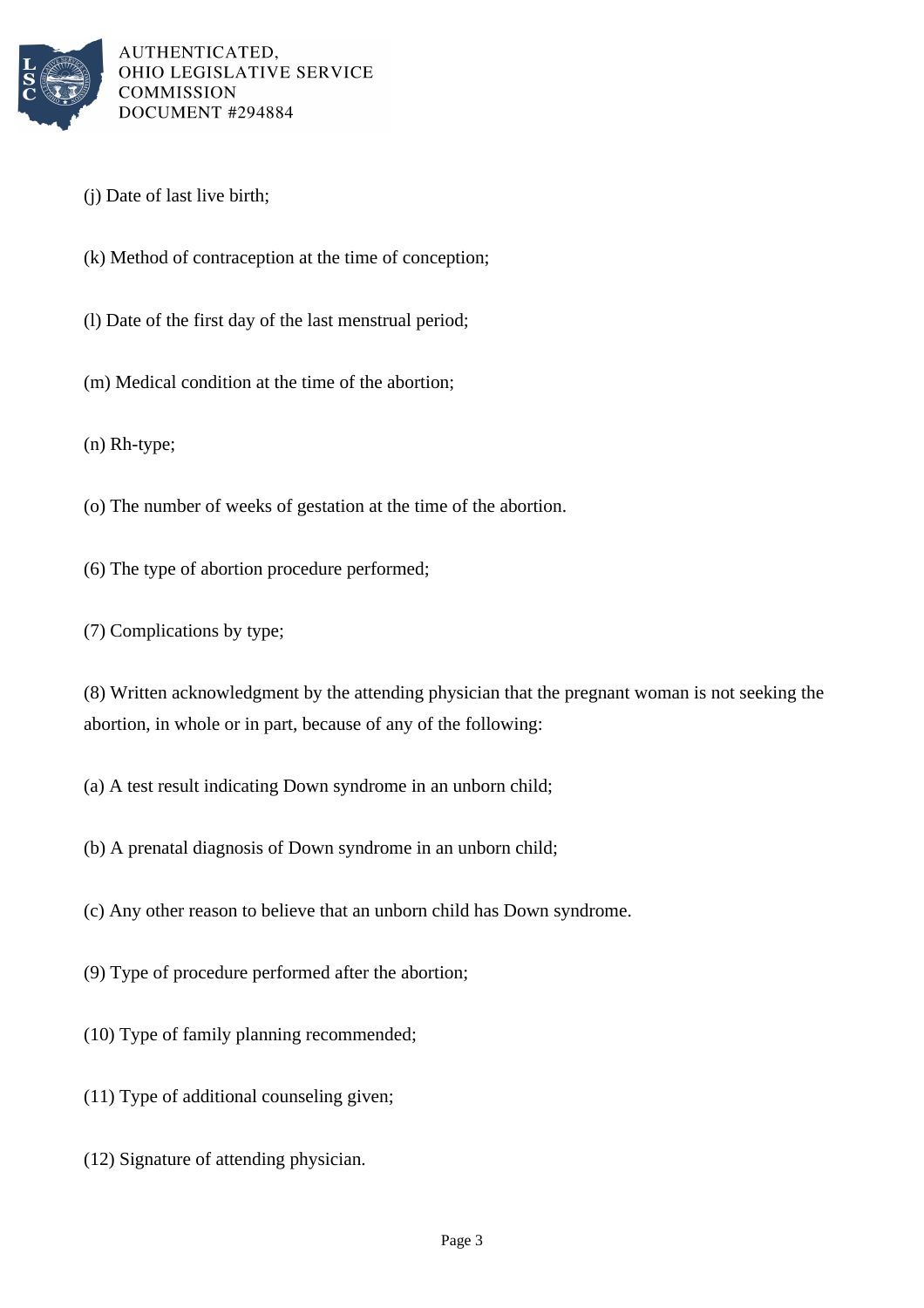(j) Date of last live birth;

(k) Method of contraception at the time of conception;

(l) Date of the first day of the last menstrual period;

(m) Medical condition at the time of the abortion;

(n) Rh-type;

(o) The number of weeks of gestation at the time of the abortion.

(6) The type of abortion procedure performed;

(7) Complications by type;

(8) Written acknowledgment by the attending physician that the pregnant woman is not seeking the abortion, in whole or in part, because of any of the following:

(a) A test result indicating Down syndrome in an unborn child;

(b) A prenatal diagnosis of Down syndrome in an unborn child;

(c) Any other reason to believe that an unborn child has Down syndrome.

(9) Type of procedure performed after the abortion;

(10) Type of family planning recommended;

(11) Type of additional counseling given;

(12) Signature of attending physician.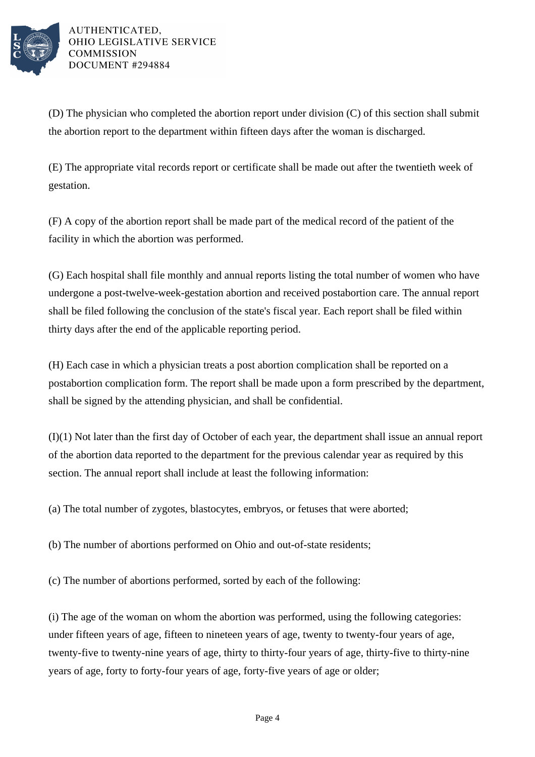(D) The physician who completed the abortion report under division (C) of this section shall submit the abortion report to the department within fifteen days after the woman is discharged.

(E) The appropriate vital records report or certificate shall be made out after the twentieth week of gestation.

(F) A copy of the abortion report shall be made part of the medical record of the patient of the facility in which the abortion was performed.

(G) Each hospital shall file monthly and annual reports listing the total number of women who have undergone a post-twelve-week-gestation abortion and received postabortion care. The annual report shall be filed following the conclusion of the state's fiscal year. Each report shall be filed within thirty days after the end of the applicable reporting period.

(H) Each case in which a physician treats a post abortion complication shall be reported on a postabortion complication form. The report shall be made upon a form prescribed by the department, shall be signed by the attending physician, and shall be confidential.

(I)(1) Not later than the first day of October of each year, the department shall issue an annual report of the abortion data reported to the department for the previous calendar year as required by this section. The annual report shall include at least the following information:

(a) The total number of zygotes, blastocytes, embryos, or fetuses that were aborted;

(b) The number of abortions performed on Ohio and out-of-state residents;

(c) The number of abortions performed, sorted by each of the following:

(i) The age of the woman on whom the abortion was performed, using the following categories: under fifteen years of age, fifteen to nineteen years of age, twenty to twenty-four years of age, twenty-five to twenty-nine years of age, thirty to thirty-four years of age, thirty-five to thirty-nine years of age, forty to forty-four years of age, forty-five years of age or older;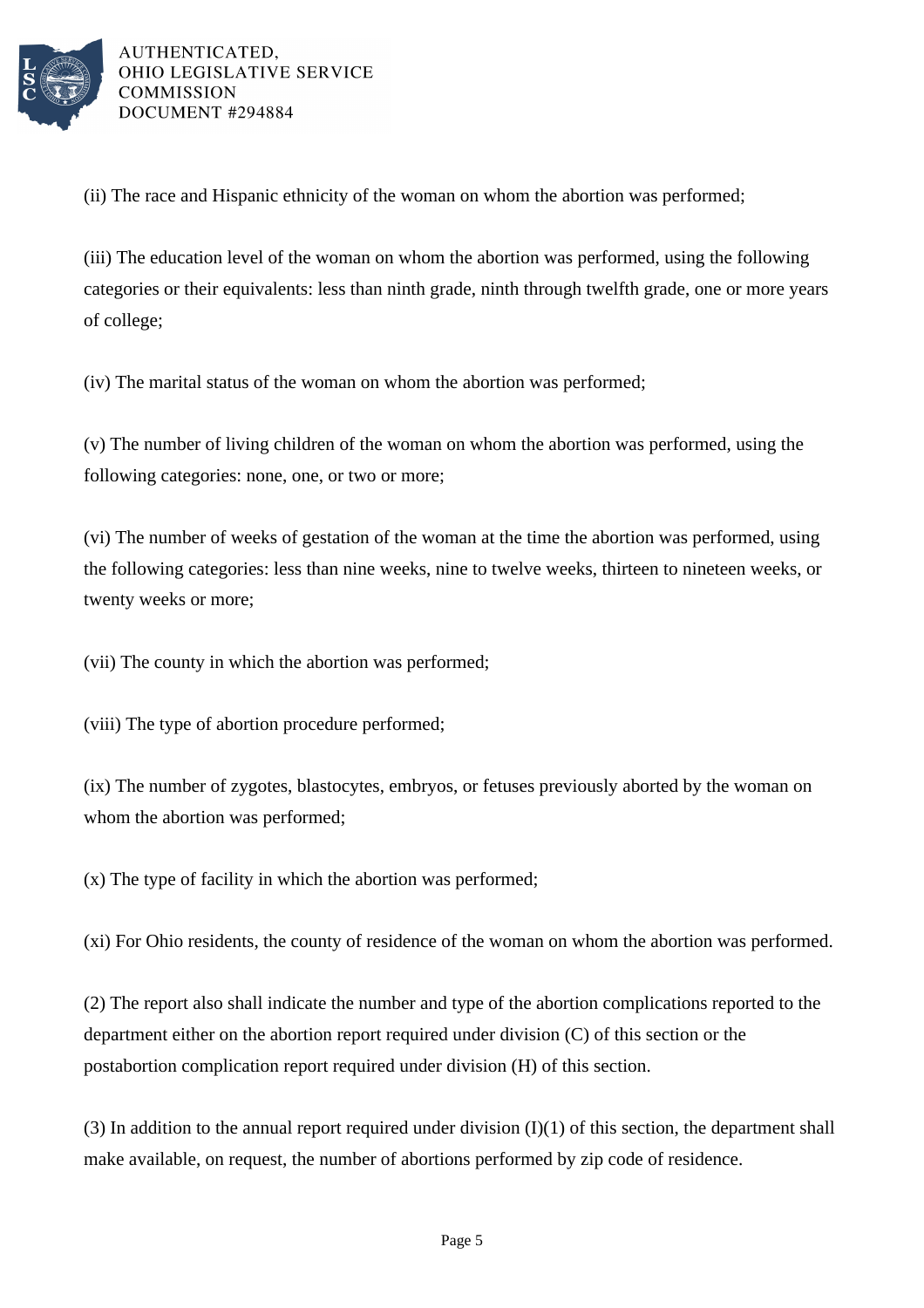(ii) The race and Hispanic ethnicity of the woman on whom the abortion was performed;

(iii) The education level of the woman on whom the abortion was performed, using the following categories or their equivalents: less than ninth grade, ninth through twelfth grade, one or more years of college;

(iv) The marital status of the woman on whom the abortion was performed;

(v) The number of living children of the woman on whom the abortion was performed, using the following categories: none, one, or two or more;

(vi) The number of weeks of gestation of the woman at the time the abortion was performed, using the following categories: less than nine weeks, nine to twelve weeks, thirteen to nineteen weeks, or twenty weeks or more;

(vii) The county in which the abortion was performed;

(viii) The type of abortion procedure performed;

(ix) The number of zygotes, blastocytes, embryos, or fetuses previously aborted by the woman on whom the abortion was performed;

(x) The type of facility in which the abortion was performed;

(xi) For Ohio residents, the county of residence of the woman on whom the abortion was performed.

(2) The report also shall indicate the number and type of the abortion complications reported to the department either on the abortion report required under division (C) of this section or the postabortion complication report required under division (H) of this section.

(3) In addition to the annual report required under division (I)(1) of this section, the department shall make available, on request, the number of abortions performed by zip code of residence.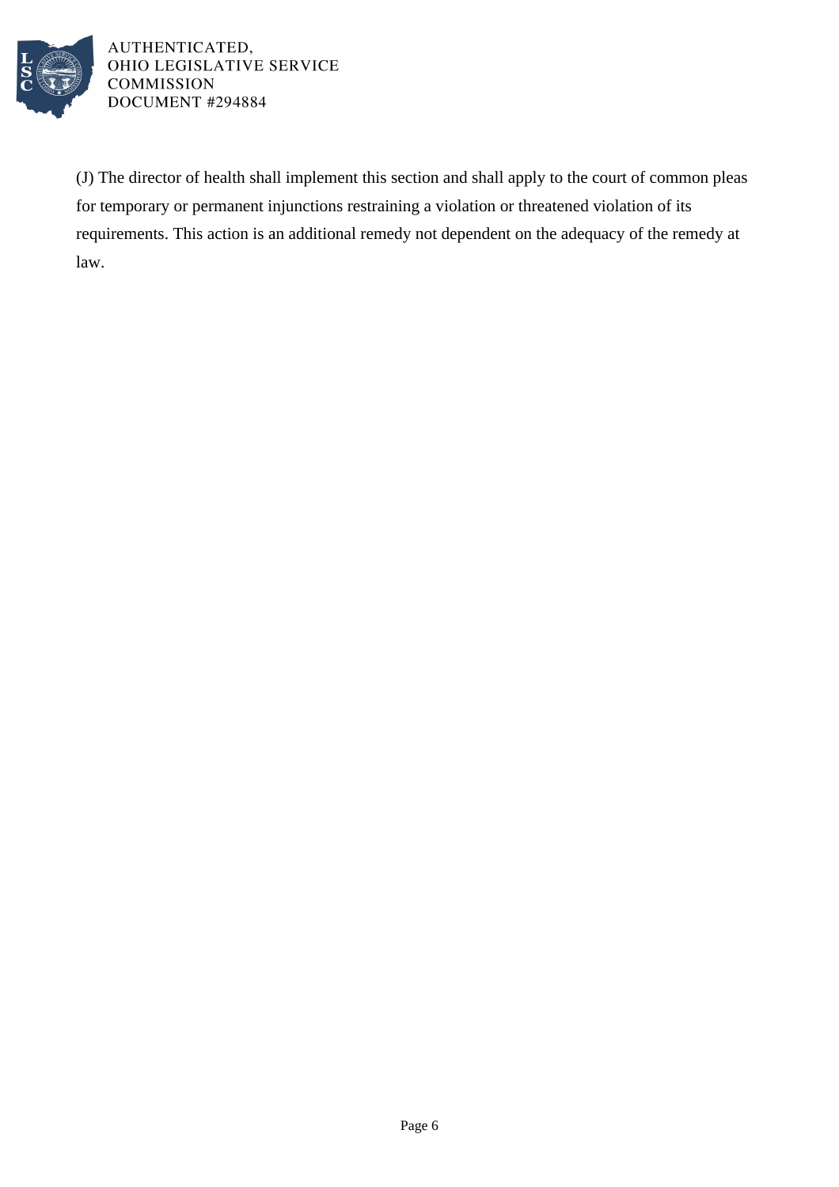(J) The director of health shall implement this section and shall apply to the court of common pleas for temporary or permanent injunctions restraining a violation or threatened violation of its requirements. This action is an additional remedy not dependent on the adequacy of the remedy at law.